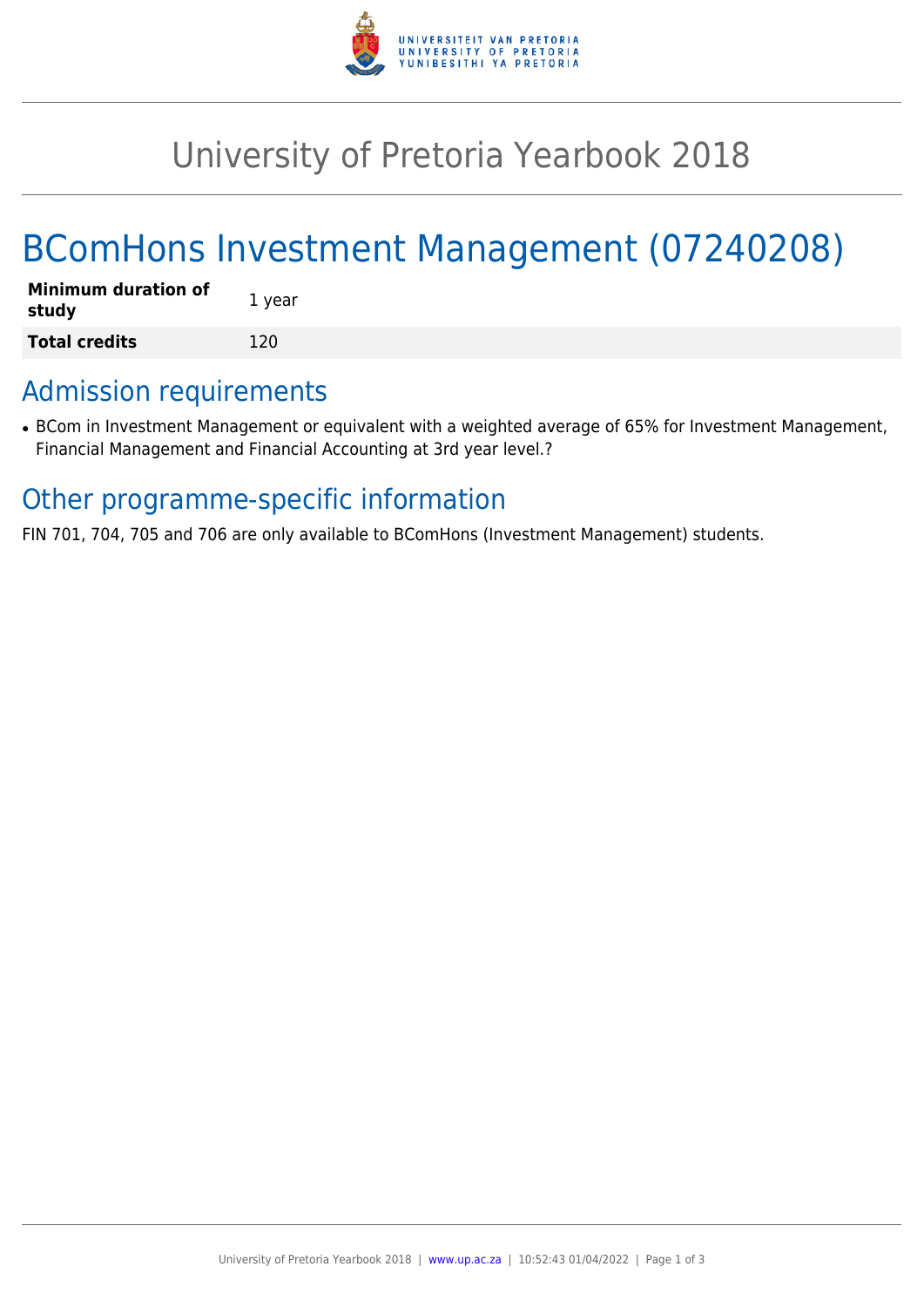# University of Pretoria Yearbook 2018

# BComHons Investment Management (07240208)

| **Minimum duration of study** | 1 year |
|---|---|
| **Total credits** | 120 |

## Admission requirements

- BCom in Investment Management or equivalent with a weighted average of 65% for Investment Management, Financial Management and Financial Accounting at 3rd year level.?

## Other programme-specific information

FIN 701, 704, 705 and 706 are only available to BComHons (Investment Management) students.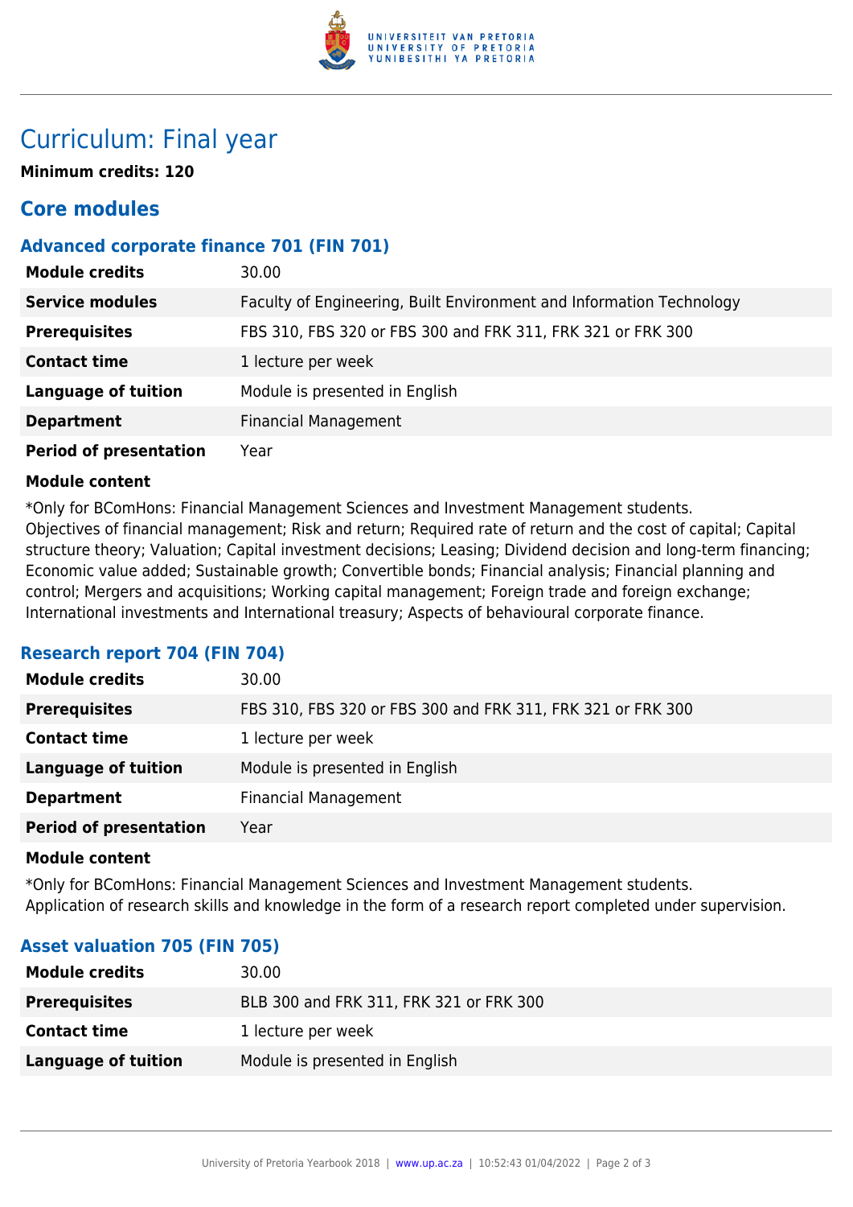# Curriculum: Final year

**Minimum credits: 120**

## Core modules

### Advanced corporate finance 701 (FIN 701)

| | |
|---|---|
| **Module credits** | 30.00 |
| **Service modules** | Faculty of Engineering, Built Environment and Information Technology |
| **Prerequisites** | FBS 310, FBS 320 or FBS 300 and FRK 311, FRK 321 or FRK 300 |
| **Contact time** | 1 lecture per week |
| **Language of tuition** | Module is presented in English |
| **Department** | Financial Management |
| **Period of presentation** | Year |

**Module content**

*Only for BComHons: Financial Management Sciences and Investment Management students.
Objectives of financial management; Risk and return; Required rate of return and the cost of capital; Capital structure theory; Valuation; Capital investment decisions; Leasing; Dividend decision and long-term financing; Economic value added; Sustainable growth; Convertible bonds; Financial analysis; Financial planning and control; Mergers and acquisitions; Working capital management; Foreign trade and foreign exchange; International investments and International treasury; Aspects of behavioural corporate finance.

### Research report 704 (FIN 704)

| | |
|---|---|
| **Module credits** | 30.00 |
| **Prerequisites** | FBS 310, FBS 320 or FBS 300 and FRK 311, FRK 321 or FRK 300 |
| **Contact time** | 1 lecture per week |
| **Language of tuition** | Module is presented in English |
| **Department** | Financial Management |
| **Period of presentation** | Year |

**Module content**

*Only for BComHons: Financial Management Sciences and Investment Management students.
Application of research skills and knowledge in the form of a research report completed under supervision.

### Asset valuation 705 (FIN 705)

| | |
|---|---|
| **Module credits** | 30.00 |
| **Prerequisites** | BLB 300 and FRK 311, FRK 321 or FRK 300 |
| **Contact time** | 1 lecture per week |
| **Language of tuition** | Module is presented in English |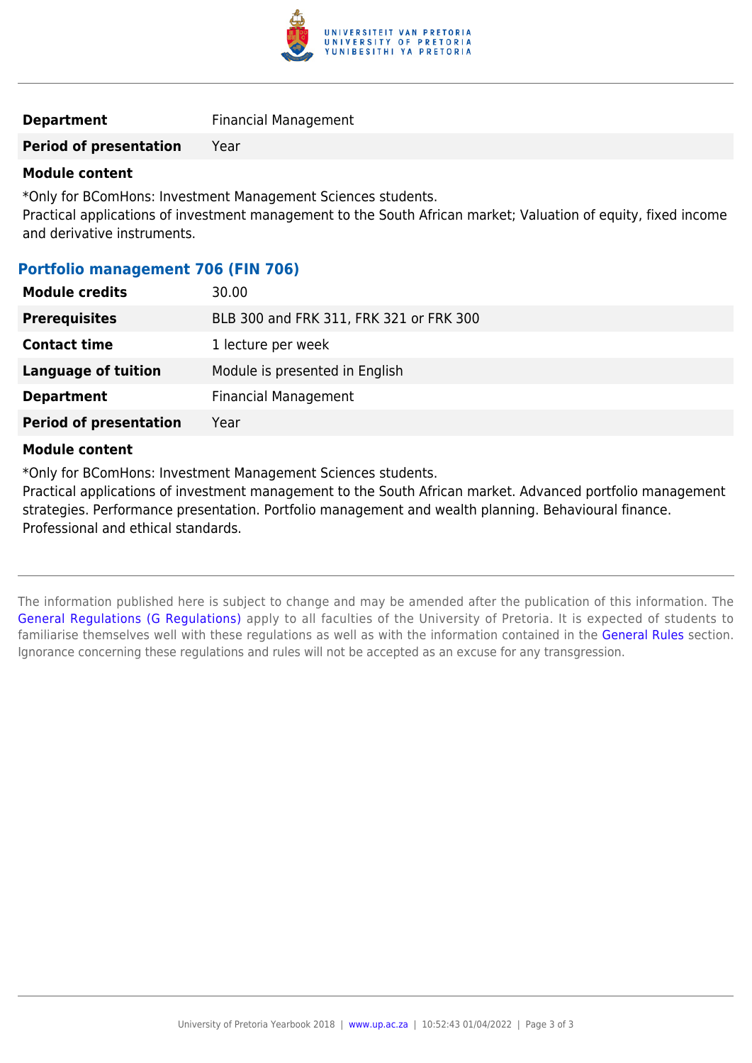| | |
|---|---|
| **Department** | Financial Management |
| **Period of presentation** | Year |

**Module content**

*Only for BComHons: Investment Management Sciences students.
Practical applications of investment management to the South African market; Valuation of equity, fixed income and derivative instruments.

### Portfolio management 706 (FIN 706)

| | |
|---|---|
| **Module credits** | 30.00 |
| **Prerequisites** | BLB 300 and FRK 311, FRK 321 or FRK 300 |
| **Contact time** | 1 lecture per week |
| **Language of tuition** | Module is presented in English |
| **Department** | Financial Management |
| **Period of presentation** | Year |

**Module content**

*Only for BComHons: Investment Management Sciences students.
Practical applications of investment management to the South African market. Advanced portfolio management strategies. Performance presentation. Portfolio management and wealth planning. Behavioural finance. Professional and ethical standards.

The information published here is subject to change and may be amended after the publication of this information. The General Regulations (G Regulations) apply to all faculties of the University of Pretoria. It is expected of students to familiarise themselves well with these regulations as well as with the information contained in the General Rules section. Ignorance concerning these regulations and rules will not be accepted as an excuse for any transgression.